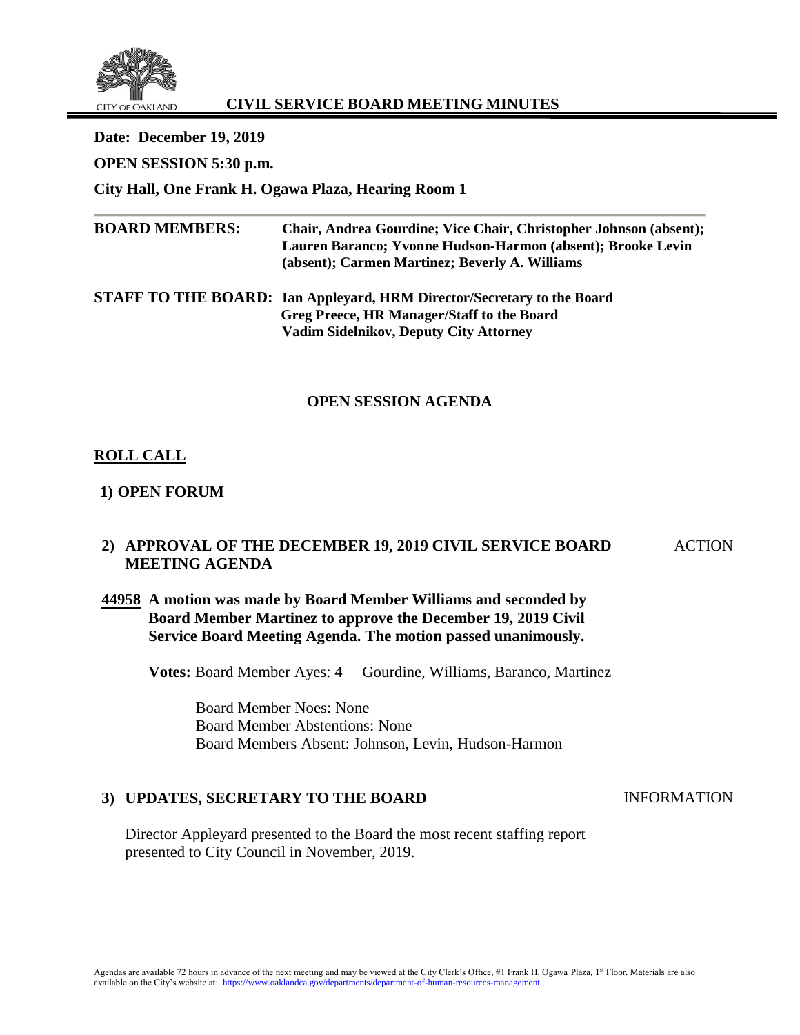# CIVIL SERVICE BOARD MEETING MINUTES

**Date: December 19, 2019**

**OPEN SESSION 5:30 p.m.**

**City Hall, One Frank H. Ogawa Plaza, Hearing Room 1**

**BOARD MEMBERS:** **Chair, Andrea Gourdine; Vice Chair, Christopher Johnson (absent); Lauren Baranco; Yvonne Hudson-Harmon (absent); Brooke Levin (absent); Carmen Martinez; Beverly A. Williams**

**STAFF TO THE BOARD:** **Ian Appleyard, HRM Director/Secretary to the Board**
**Greg Preece, HR Manager/Staff to the Board**
**Vadim Sidelnikov, Deputy City Attorney**

## OPEN SESSION AGENDA

## ROLL CALL

**1) OPEN FORUM**

**2) APPROVAL OF THE DECEMBER 19, 2019 CIVIL SERVICE BOARD MEETING AGENDA** — ACTION

**44958 A motion was made by Board Member Williams and seconded by Board Member Martinez to approve the December 19, 2019 Civil Service Board Meeting Agenda. The motion passed unanimously.**

**Votes:** Board Member Ayes: 4 – Gourdine, Williams, Baranco, Martinez

Board Member Noes: None
Board Member Abstentions: None
Board Members Absent: Johnson, Levin, Hudson-Harmon

**3) UPDATES, SECRETARY TO THE BOARD** — INFORMATION

Director Appleyard presented to the Board the most recent staffing report presented to City Council in November, 2019.

Agendas are available 72 hours in advance of the next meeting and may be viewed at the City Clerk's Office, #1 Frank H. Ogawa Plaza, 1st Floor. Materials are also available on the City's website at: https://www.oaklandca.gov/departments/department-of-human-resources-management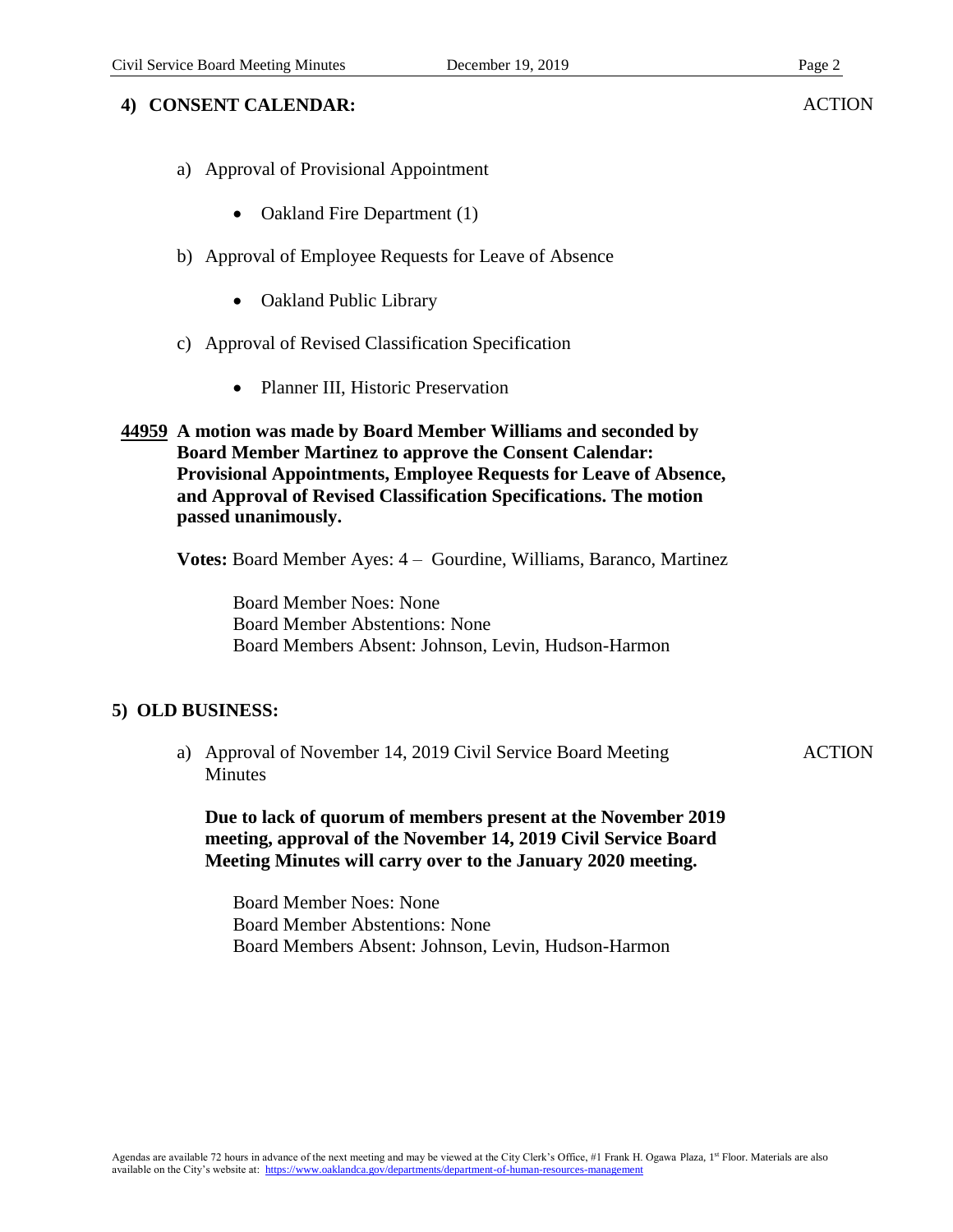## 4) CONSENT CALENDAR: ACTION

a) Approval of Provisional Appointment

- Oakland Fire Department (1)

b) Approval of Employee Requests for Leave of Absence

- Oakland Public Library

c) Approval of Revised Classification Specification

- Planner III, Historic Preservation

**44959 A motion was made by Board Member Williams and seconded by Board Member Martinez to approve the Consent Calendar: Provisional Appointments, Employee Requests for Leave of Absence, and Approval of Revised Classification Specifications. The motion passed unanimously.**

**Votes:** Board Member Ayes: 4 – Gourdine, Williams, Baranco, Martinez

Board Member Noes: None
Board Member Abstentions: None
Board Members Absent: Johnson, Levin, Hudson-Harmon

## 5) OLD BUSINESS:

a) Approval of November 14, 2019 Civil Service Board Meeting Minutes ACTION

**Due to lack of quorum of members present at the November 2019 meeting, approval of the November 14, 2019 Civil Service Board Meeting Minutes will carry over to the January 2020 meeting.**

Board Member Noes: None
Board Member Abstentions: None
Board Members Absent: Johnson, Levin, Hudson-Harmon

Agendas are available 72 hours in advance of the next meeting and may be viewed at the City Clerk's Office, #1 Frank H. Ogawa Plaza, 1st Floor. Materials are also available on the City's website at: https://www.oaklandca.gov/departments/department-of-human-resources-management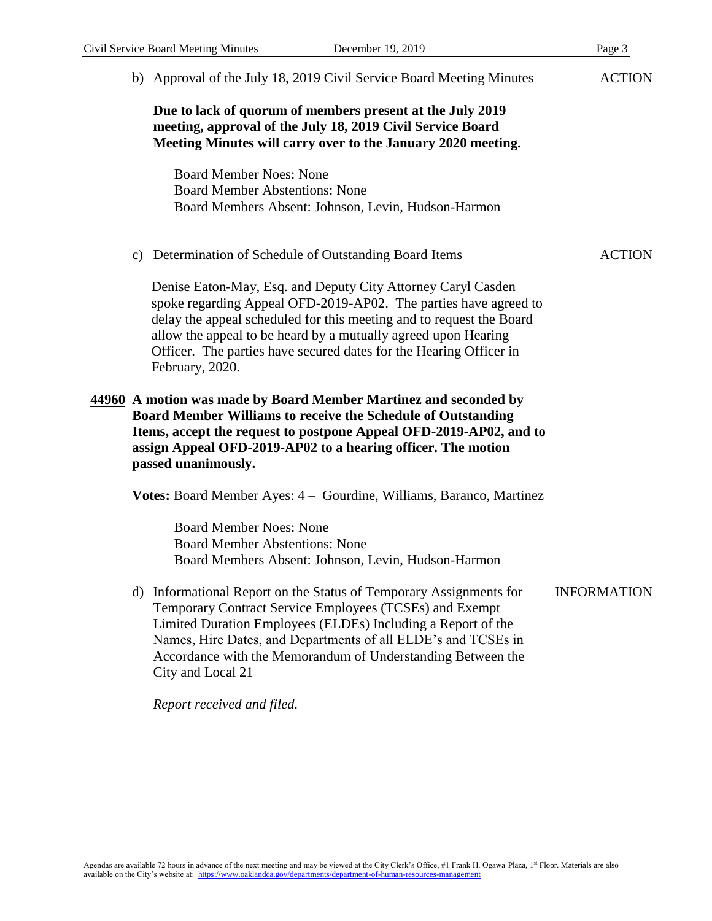b) Approval of the July 18, 2019 Civil Service Board Meeting Minutes — ACTION

**Due to lack of quorum of members present at the July 2019 meeting, approval of the July 18, 2019 Civil Service Board Meeting Minutes will carry over to the January 2020 meeting.**

Board Member Noes: None
Board Member Abstentions: None
Board Members Absent: Johnson, Levin, Hudson-Harmon

c) Determination of Schedule of Outstanding Board Items — ACTION

Denise Eaton-May, Esq. and Deputy City Attorney Caryl Casden spoke regarding Appeal OFD-2019-AP02. The parties have agreed to delay the appeal scheduled for this meeting and to request the Board allow the appeal to be heard by a mutually agreed upon Hearing Officer. The parties have secured dates for the Hearing Officer in February, 2020.

**44960 A motion was made by Board Member Martinez and seconded by Board Member Williams to receive the Schedule of Outstanding Items, accept the request to postpone Appeal OFD-2019-AP02, and to assign Appeal OFD-2019-AP02 to a hearing officer. The motion passed unanimously.**

**Votes:** Board Member Ayes: 4 – Gourdine, Williams, Baranco, Martinez

Board Member Noes: None
Board Member Abstentions: None
Board Members Absent: Johnson, Levin, Hudson-Harmon

d) Informational Report on the Status of Temporary Assignments for Temporary Contract Service Employees (TCSEs) and Exempt Limited Duration Employees (ELDEs) Including a Report of the Names, Hire Dates, and Departments of all ELDE's and TCSEs in Accordance with the Memorandum of Understanding Between the City and Local 21 — INFORMATION

*Report received and filed.*

Agendas are available 72 hours in advance of the next meeting and may be viewed at the City Clerk's Office, #1 Frank H. Ogawa Plaza, 1st Floor. Materials are also available on the City's website at: https://www.oaklandca.gov/departments/department-of-human-resources-management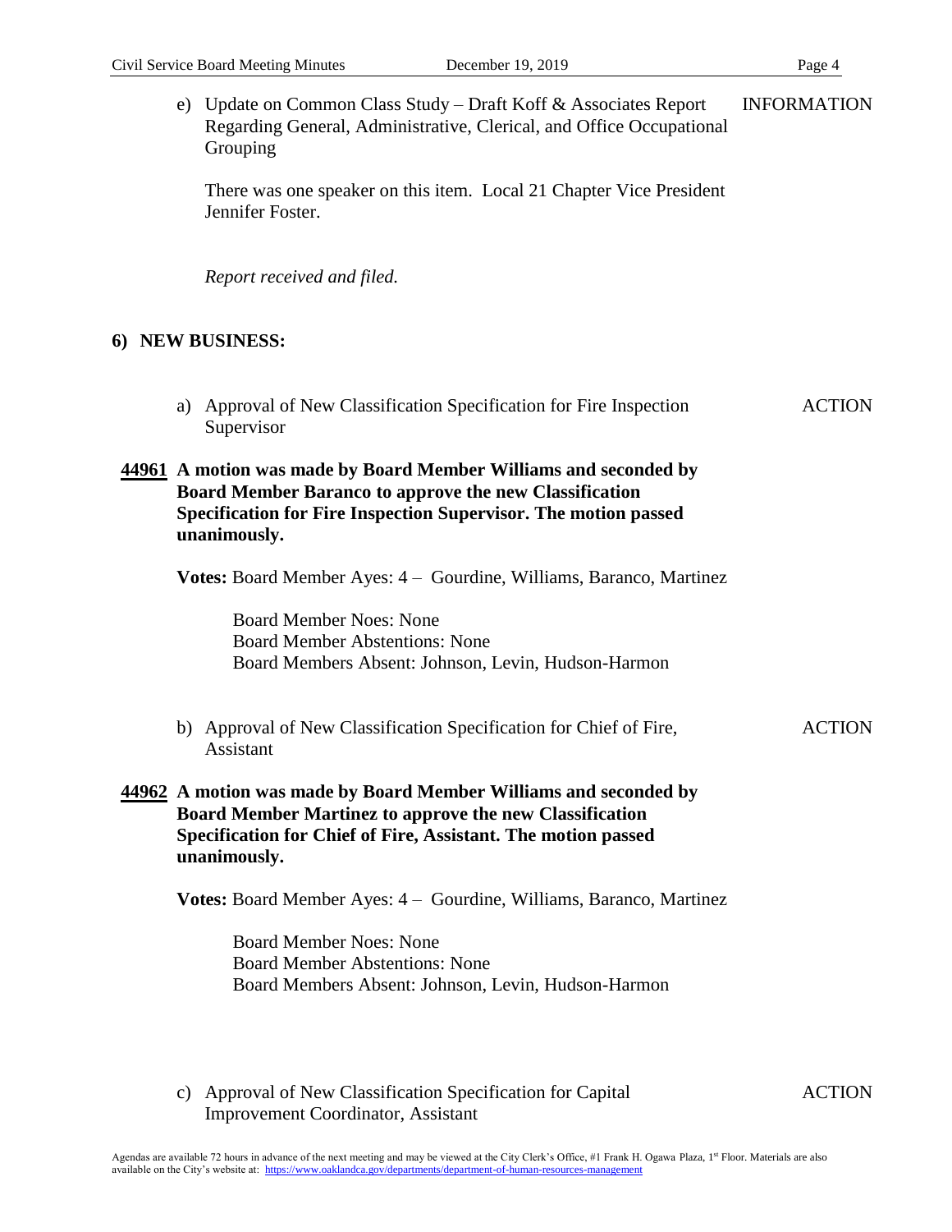e) Update on Common Class Study – Draft Koff & Associates Report Regarding General, Administrative, Clerical, and Office Occupational Grouping — INFORMATION

There was one speaker on this item. Local 21 Chapter Vice President Jennifer Foster.

*Report received and filed.*

## 6) NEW BUSINESS:

a) Approval of New Classification Specification for Fire Inspection Supervisor — ACTION

**44961 A motion was made by Board Member Williams and seconded by Board Member Baranco to approve the new Classification Specification for Fire Inspection Supervisor. The motion passed unanimously.**

**Votes:** Board Member Ayes: 4 – Gourdine, Williams, Baranco, Martinez

Board Member Noes: None
Board Member Abstentions: None
Board Members Absent: Johnson, Levin, Hudson-Harmon

b) Approval of New Classification Specification for Chief of Fire, Assistant — ACTION

**44962 A motion was made by Board Member Williams and seconded by Board Member Martinez to approve the new Classification Specification for Chief of Fire, Assistant. The motion passed unanimously.**

**Votes:** Board Member Ayes: 4 – Gourdine, Williams, Baranco, Martinez

Board Member Noes: None
Board Member Abstentions: None
Board Members Absent: Johnson, Levin, Hudson-Harmon

c) Approval of New Classification Specification for Capital Improvement Coordinator, Assistant — ACTION

Agendas are available 72 hours in advance of the next meeting and may be viewed at the City Clerk's Office, #1 Frank H. Ogawa Plaza, 1st Floor. Materials are also available on the City's website at: https://www.oaklandca.gov/departments/department-of-human-resources-management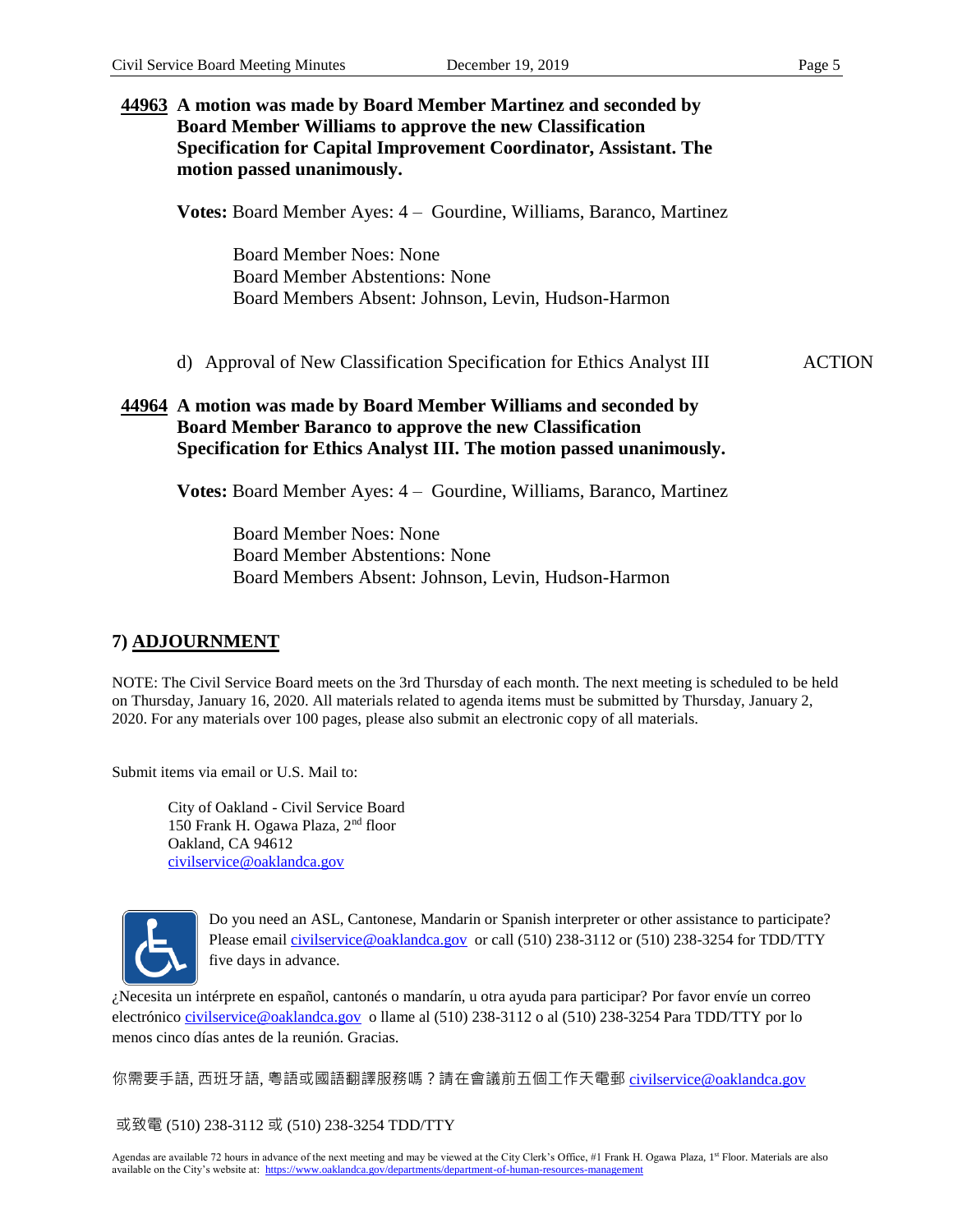**44963** **A motion was made by Board Member Martinez and seconded by Board Member Williams to approve the new Classification Specification for Capital Improvement Coordinator, Assistant. The motion passed unanimously.**

**Votes:** Board Member Ayes: 4 – Gourdine, Williams, Baranco, Martinez

Board Member Noes: None
Board Member Abstentions: None
Board Members Absent: Johnson, Levin, Hudson-Harmon

d) Approval of New Classification Specification for Ethics Analyst III — ACTION

**44964** **A motion was made by Board Member Williams and seconded by Board Member Baranco to approve the new Classification Specification for Ethics Analyst III. The motion passed unanimously.**

**Votes:** Board Member Ayes: 4 – Gourdine, Williams, Baranco, Martinez

Board Member Noes: None
Board Member Abstentions: None
Board Members Absent: Johnson, Levin, Hudson-Harmon

## 7) ADJOURNMENT

NOTE: The Civil Service Board meets on the 3rd Thursday of each month. The next meeting is scheduled to be held on Thursday, January 16, 2020. All materials related to agenda items must be submitted by Thursday, January 2, 2020. For any materials over 100 pages, please also submit an electronic copy of all materials.

Submit items via email or U.S. Mail to:

City of Oakland - Civil Service Board
150 Frank H. Ogawa Plaza, 2nd floor
Oakland, CA 94612
civilservice@oaklandca.gov

Do you need an ASL, Cantonese, Mandarin or Spanish interpreter or other assistance to participate? Please email civilservice@oaklandca.gov or call (510) 238-3112 or (510) 238-3254 for TDD/TTY five days in advance.

¿Necesita un intérprete en español, cantonés o mandarín, u otra ayuda para participar? Por favor envíe un correo electrónico civilservice@oaklandca.gov o llame al (510) 238-3112 o al (510) 238-3254 Para TDD/TTY por lo menos cinco días antes de la reunión. Gracias.

你需要手語, 西班牙語, 粵語或國語翻譯服務嗎？請在會議前五個工作天電郵 civilservice@oaklandca.gov

或致電 (510) 238-3112 或 (510) 238-3254 TDD/TTY

Agendas are available 72 hours in advance of the next meeting and may be viewed at the City Clerk's Office, #1 Frank H. Ogawa Plaza, 1st Floor. Materials are also available on the City's website at: https://www.oaklandca.gov/departments/department-of-human-resources-management